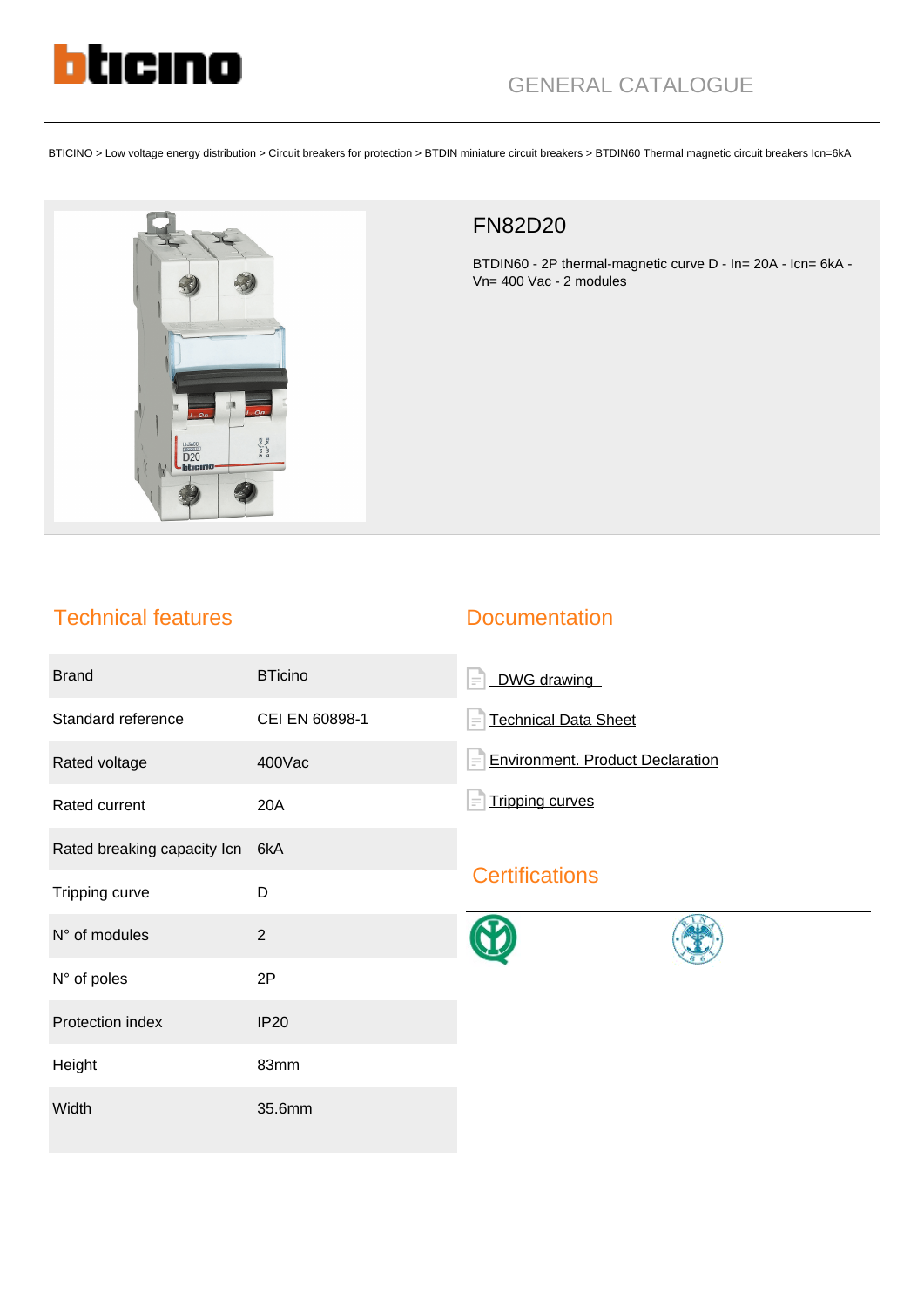GENERAL CATALOGUE

BTICINO > Low voltage energy distribution > Circuit breakers for protection > BTDIN miniature circuit breakers > BTDIN60 Thermal magnetic circuit breakers Icn=6kA

# FN82D20

BTDIN60 - 2P thermal-magnetic curve D - In= 20A - Icn= 6kA - Vn= 400 Vac - 2 modules

## Technical features

| | |
|---|---|
| Brand | BTicino |
| Standard reference | CEI EN 60898-1 |
| Rated voltage | 400Vac |
| Rated current | 20A |
| Rated breaking capacity Icn | 6kA |
| Tripping curve | D |
| N° of modules | 2 |
| N° of poles | 2P |
| Protection index | IP20 |
| Height | 83mm |
| Width | 35.6mm |

## Documentation

- DWG drawing
- Technical Data Sheet
- Environment. Product Declaration
- Tripping curves

## Certifications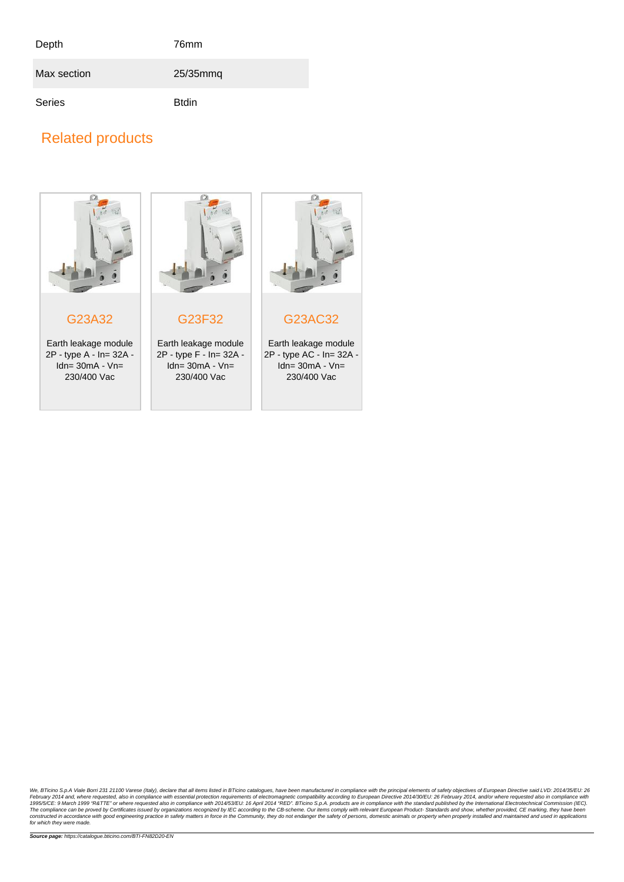| | |
|---|---|
| Depth | 76mm |
| Max section | 25/35mmq |
| Series | Btdin |

## Related products

**G23A32**

Earth leakage module 2P - type A - In= 32A - Idn= 30mA - Vn= 230/400 Vac

**G23F32**

Earth leakage module 2P - type F - In= 32A - Idn= 30mA - Vn= 230/400 Vac

**G23AC32**

Earth leakage module 2P - type AC - In= 32A - Idn= 30mA - Vn= 230/400 Vac

*We, BTicino S.p.A Viale Borri 231 21100 Varese (Italy), declare that all items listed in BTicino catalogues, have been manufactured in compliance with the principal elements of safety objectives of European Directive said LVD: 2014/35/EU: 26 February 2014 and, where requested, also in compliance with essential protection requirements of electromagnetic compatibility according to European Directive 2014/30/EU: 26 February 2014, and/or where requested also in compliance with 1995/5/CE: 9 March 1999 "R&TTE" or where requested also in compliance with 2014/53/EU: 16 April 2014 "RED". BTicino S.p.A. products are in compliance with the standard published by the International Electrotechnical Commission (IEC). The compliance can be proved by Certificates issued by organizations recognized by IEC according to the CB-scheme. Our items comply with relevant European Product- Standards and show, whether provided, CE marking, they have been constructed in accordance with good engineering practice in safety matters in force in the Community, they do not endanger the safety of persons, domestic animals or property when properly installed and maintained and used in applications for which they were made.*

**Source page:** *https://catalogue.bticino.com/BTI-FN82D20-EN*